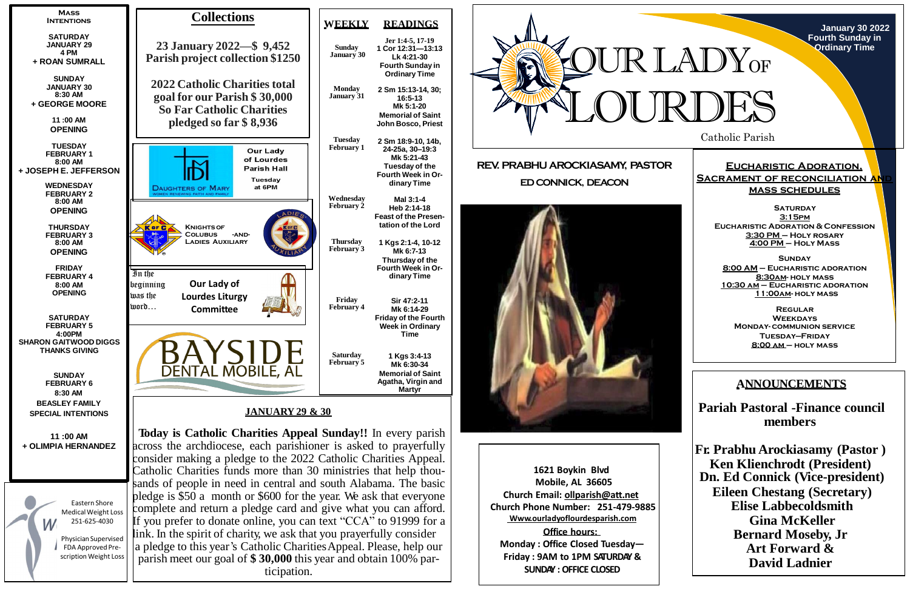# Our Lady of Lourdes

Catholic Parish

January 30 2022
Fourth Sunday in Ordinary Time

**REV. PRABHU AROCKIASAMY, PASTOR**

**ED CONNICK, DEACON**

## Mass Intentions

**SATURDAY JANUARY 29 4 PM**
+ ROAN SUMRALL

**SUNDAY JANUARY 30 8:30 AM**
+ GEORGE MOORE

**11 :00 AM**
OPENING

**TUESDAY FEBRUARY 1 8:00 AM**
+ JOSEPH E. JEFFERSON

**WEDNESDAY FEBRUARY 2 8:00 AM**
OPENING

**THURSDAY FEBRUARY 3 8:00 AM**
OPENING

**FRIDAY FEBRUARY 4 8:00 AM**
OPENING

**SATURDAY FEBRUARY 5 4:00PM**
SHARON GAITWOOD DIGGS THANKS GIVING

**SUNDAY FEBRUARY 6 8:30 AM**
BEASLEY FAMILY SPECIAL INTENTIONS

**11 :00 AM**
+ OLIMPIA HERNANDEZ

Eastern Shore Medical Weight Loss 251-625-4030

Physician Supervised FDA Approved Prescription Weight Loss

## Collections

**23 January 2022—$ 9,452**
**Parish project collection $1250**

**2022 Catholic Charities total goal for our Parish $ 30,000**
**So Far Catholic Charities pledged so far $ 8,936**

Daughters of Mary — Women Renewing Faith and Family
Our Lady of Lourdes Parish Hall Tuesday at 6PM

Knights of Colubus -and- Ladies Auxiliary

In the beginning was the word…
Our Lady of Lourdes Liturgy Committee

BAYSIDE DENTAL MOBILE, AL

## Weekly Readings

| WEEKLY | READINGS |
|---|---|
| Sunday January 30 | Jer 1:4-5, 17-19; 1 Cor 12:31—13:13; Lk 4:21-30; Fourth Sunday in Ordinary Time |
| Monday January 31 | 2 Sm 15:13-14, 30; 16:5-13; Mk 5:1-20; Memorial of Saint John Bosco, Priest |
| Tuesday February 1 | 2 Sm 18:9-10, 14b, 24-25a, 30–19:3; Mk 5:21-43; Tuesday of the Fourth Week in Ordinary Time |
| Wednesday February 2 | Mal 3:1-4; Heb 2:14-18; Feast of the Presentation of the Lord |
| Thursday February 3 | 1 Kgs 2:1-4, 10-12; Mk 6:7-13; Thursday of the Fourth Week in Ordinary Time |
| Friday February 4 | Sir 47:2-11; Mk 6:14-29; Friday of the Fourth Week in Ordinary Time |
| Saturday February 5 | 1 Kgs 3:4-13; Mk 6:30-34; Memorial of Saint Agatha, Virgin and Martyr |

## JANUARY 29 & 30

**Today is Catholic Charities Appeal Sunday!!** In every parish across the archdiocese, each parishioner is asked to prayerfully consider making a pledge to the 2022 Catholic Charities Appeal. Catholic Charities funds more than 30 ministries that help thousands of people in need in central and south Alabama. The basic pledge is $50 a month or $600 for the year. We ask that everyone complete and return a pledge card and give what you can afford. If you prefer to donate online, you can text "CCA" to 91999 for a link. In the spirit of charity, we ask that you prayerfully consider a pledge to this year's Catholic Charities Appeal. Please, help our parish meet our goal of **$ 30,000** this year and obtain 100% participation.

**1621 Boykin Blvd**
**Mobile, AL 36605**
**Church Email: ollparish@att.net**
**Church Phone Number: 251-479-9885**
**Www.ourladyoflourdesparish.com**
**Office hours:**
**Monday : Office Closed Tuesday—Friday : 9AM to 1PM SATURDAY & SUNDAY : OFFICE CLOSED**

## Eucharistic Adoration, Sacrament of Reconciliation and Mass Schedules

**SATURDAY**
3:15PM
Eucharistic Adoration & Confession
3:30 PM – Holy Rosary
4:00 PM – Holy Mass

**SUNDAY**
8:00 AM – Eucharistic Adoration
8:30AM- Holy Mass
10:30 AM – Eucharistic Adoration
11:00AM- Holy Mass

**REGULAR WEEKDAYS**
Monday- communion service
Tuesday–Friday
8:00 AM – Holy Mass

## ANNOUNCEMENTS

**Pariah Pastoral -Finance council members**

**Fr. Prabhu Arockiasamy (Pastor )**
**Ken Klienchrodt (President)**
**Dn. Ed Connick (Vice-president)**
**Eileen Chestang (Secretary)**
**Elise Labbecoldsmith**
**Gina McKeller**
**Bernard Moseby, Jr**
**Art Forward &**
**David Ladnier**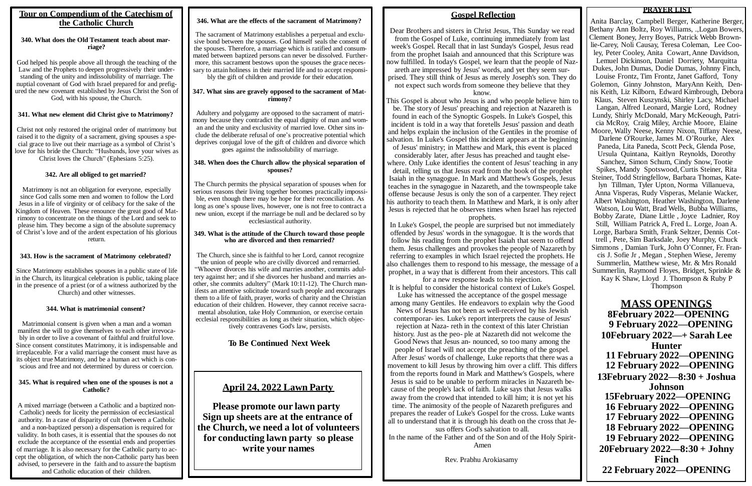## Tour on Compendium of the Catechism of the Catholic Church

**340. What does the Old Testament teach about marriage?**

God helped his people above all through the teaching of the Law and the Prophets to deepen progressively their understanding of the unity and indissolubility of marriage. The nuptial covenant of God with Israel prepared for and prefigured the new covenant established by Jesus Christ the Son of God, with his spouse, the Church.

**341. What new element did Christ give to Matrimony?**

Christ not only restored the original order of matrimony but raised it to the dignity of a sacrament, giving spouses a special grace to live out their marriage as a symbol of Christ's love for his bride the Church: "Husbands, love your wives as Christ loves the Church" (Ephesians 5:25).

**342. Are all obliged to get married?**

Matrimony is not an obligation for everyone, especially since God calls some men and women to follow the Lord Jesus in a life of virginity or of celibacy for the sake of the Kingdom of Heaven. These renounce the great good of Matrimony to concentrate on the things of the Lord and seek to please him. They become a sign of the absolute supremacy of Christ's love and of the ardent expectation of his glorious return.

**343. How is the sacrament of Matrimony celebrated?**

Since Matrimony establishes spouses in a public state of life in the Church, its liturgical celebration is public, taking place in the presence of a priest (or of a witness authorized by the Church) and other witnesses.

**344. What is matrimonial consent?**

Matrimonial consent is given when a man and a woman manifest the will to give themselves to each other irrevocably in order to live a covenant of faithful and fruitful love. Since consent constitutes Matrimony, it is indispensable and irreplaceable. For a valid marriage the consent must have as its object true Matrimony, and be a human act which is conscious and free and not determined by duress or coercion.

**345. What is required when one of the spouses is not a Catholic?**

A mixed marriage (between a Catholic and a baptized non-Catholic) needs for liceity the permission of ecclesiastical authority. In a case of disparity of cult (between a Catholic and a non-baptized person) a dispensation is required for validity. In both cases, it is essential that the spouses do not exclude the acceptance of the essential ends and properties of marriage. It is also necessary for the Catholic party to accept the obligation, of which the non-Catholic party has been advised, to persevere in the faith and to assure the baptism and Catholic education of their children.

**346. What are the effects of the sacrament of Matrimony?**

The sacrament of Matrimony establishes a perpetual and exclusive bond between the spouses. God himself seals the consent of the spouses. Therefore, a marriage which is ratified and consummated between baptized persons can never be dissolved. Furthermore, this sacrament bestows upon the spouses the grace necessary to attain holiness in their married life and to accept responsibly the gift of children and provide for their education.

**347. What sins are gravely opposed to the sacrament of Matrimony?**

Adultery and polygamy are opposed to the sacrament of matrimony because they contradict the equal dignity of man and woman and the unity and exclusivity of married love. Other sins include the deliberate refusal of one's procreative potential which deprives conjugal love of the gift of children and divorce which goes against the indissolubility of marriage.

**348. When does the Church allow the physical separation of spouses?**

The Church permits the physical separation of spouses when for serious reasons their living together becomes practically impossible, even though there may be hope for their reconciliation. As long as one's spouse lives, however, one is not free to contract a new union, except if the marriage be null and be declared so by ecclesiastical authority.

**349. What is the attitude of the Church toward those people who are divorced and then remarried?**

The Church, since she is faithful to her Lord, cannot recognize the union of people who are civilly divorced and remarried. "Whoever divorces his wife and marries another, commits adultery against her; and if she divorces her husband and marries another, she commits adultery" (Mark 10:11-12). The Church manifests an attentive solicitude toward such people and encourages them to a life of faith, prayer, works of charity and the Christian education of their children. However, they cannot receive sacramental absolution, take Holy Communion, or exercise certain ecclesial responsibilities as long as their situation, which objectively contravenes God's law, persists.

**To Be Continued Next Week**

## April 24, 2022 Lawn Party

**Please promote our lawn party Sign up sheets are at the entrance of the Church, we need a lot of volunteers for conducting lawn party so please write your names**

## Gospel Reflection

Dear Brothers and sisters in Christ Jesus, This Sunday we read from the Gospel of Luke, continuing immediately from last week's Gospel. Recall that in last Sunday's Gospel, Jesus read from the prophet Isaiah and announced that this Scripture was now fulfilled. In today's Gospel, we learn that the people of Nazareth are impressed by Jesus' words, and yet they seem surprised. They still think of Jesus as merely Joseph's son. They do not expect such words from someone they believe that they know.

This Gospel is about who Jesus is and who people believe him to be. The story of Jesus' preaching and rejection at Nazareth is found in each of the Synoptic Gospels. In Luke's Gospel, this incident is told in a way that foretells Jesus' passion and death and helps explain the inclusion of the Gentiles in the promise of salvation. In Luke's Gospel this incident appears at the beginning of Jesus' ministry; in Matthew and Mark, this event is placed considerably later, after Jesus has preached and taught elsewhere. Only Luke identifies the content of Jesus' teaching in any detail, telling us that Jesus read from the book of the prophet Isaiah in the synagogue. In Mark and Matthew's Gospels, Jesus teaches in the synagogue in Nazareth, and the townspeople take offense because Jesus is only the son of a carpenter. They reject his authority to teach them. In Matthew and Mark, it is only after Jesus is rejected that he observes times when Israel has rejected prophets.

In Luke's Gospel, the people are surprised but not immediately offended by Jesus' words in the synagogue. It is the words that follow his reading from the prophet Isaiah that seem to offend them. Jesus challenges and provokes the people of Nazareth by referring to examples in which Israel rejected the prophets. He also challenges them to respond to his message, the message of a prophet, in a way that is different from their ancestors. This call for a new response leads to his rejection.

It is helpful to consider the historical context of Luke's Gospel. Luke has witnessed the acceptance of the gospel message among many Gentiles. He endeavors to explain why the Good News of Jesus has not been as well-received by his Jewish contemporar- ies. Luke's report interprets the cause of Jesus' rejection at Naza- reth in the context of this later Christian history. Just as the peo- ple at Nazareth did not welcome the Good News that Jesus an- nounced, so too many among the people of Israel will not accept the preaching of the gospel.

After Jesus' words of challenge, Luke reports that there was a movement to kill Jesus by throwing him over a cliff. This differs from the reports found in Mark and Matthew's Gospels, where Jesus is said to be unable to perform miracles in Nazareth because of the people's lack of faith. Luke says that Jesus walks away from the crowd that intended to kill him; it is not yet his time. The animosity of the people of Nazareth prefigures and prepares the reader of Luke's Gospel for the cross. Luke wants all to understand that it is through his death on the cross that Jesus offers God's salvation to all.

In the name of the Father and of the Son and of the Holy Spirit-Amen

Rev. Prabhu Arokiasamy

## PRAYER LIST

Anita Barclay, Campbell Berger, Katherine Berger, Bethany Ann Boltz, Roy Williams, .,Logan Bowers, Clement Boney, Jerry Boyes, Patrick Webb Brownlie-Carey, Noli Causay, Teresa Coleman, Lee Cooley, Peter Cooley, Anita Cowart, Anne Davidson, Lemuel Dickinson, Daniel Dorriety, Marquitta Dukes, John Dumas, Dodie Dumas, Johnny Finch, Louise Frontz, Tim Frontz, Janet Gafford, Tony Golemon, Ginny Johnston, MaryAnn Keith, Dennis Keith, Liz Kilborn, Edward Kimbrough, Debora Klaus, Steven Kuszynski, Shirley Lacy, Michael Langan, Alfred Leonard, Margie Lord, Rodney Lundy, Shirly McDonald, Mary McKeough, Patricia McRoy, Craig Miley, Archie Moore, Elaine Moore, Wally Neese, Kenny Nixon, Tiffany Neese, Darlene O'Rourke, James M. O'Rourke, Alex Paneda, Lita Paneda, Scott Peck, Glenda Pose, Ursula Quintana, Kaitlyn Reynolds, Dorothy Sanchez, Simon Schum, Cindy Snow, Tootie Spikes, Mandy Spotswood, Curtis Steiner, Rita Steiner, Todd Stringfellow, Barbara Thomas, Katelyn Tillman, Tyler Upton, Norma Villanueva, Anna Visperas, Rudy Visperas, Melanie Wacker, Albert Washington, Heather Washington, Darlene Watson, Lou Watt, Brad Wells, Bubba Williams, Bobby Zarate, Diane Little , Joyce Ladnier, Roy Still, William Patrick A, Fred L. Lorge, Joan A. Lorge, Barbara Smith, Frank Seltzer, Dennis Cottrell , Pete, Sim Barksdale, Joey Murphy, Chuck Simmons , Damian Turk, John O'Conner, Fr. Francis J. Sofie Jr , Megan , Stephen Wiese, Jeremy Summerlin, Matthew wiese, Mr. & Mrs Ronald Summerlin, Raymond Floyes, Bridget, Sprinkle & Kay K Shaw, Lloyd J. Thompson & Ruby P Thompson

## MASS OPENINGS

**8February 2022—OPENING**
**9 February 2022—OPENING**
**10February 2022—+ Sarah Lee Hunter**
**11 February 2022—OPENING**
**12 February 2022—OPENING**
**13February 2022—8:30 + Joshua Johnson**
**15February 2022—OPENING**
**16 February 2022—OPENING**
**17 February 2022—OPENING**
**18 February 2022—OPENING**
**19 February 2022—OPENING**
**20February 2022—8:30 + Johny Finch**
**22 February 2022—OPENING**